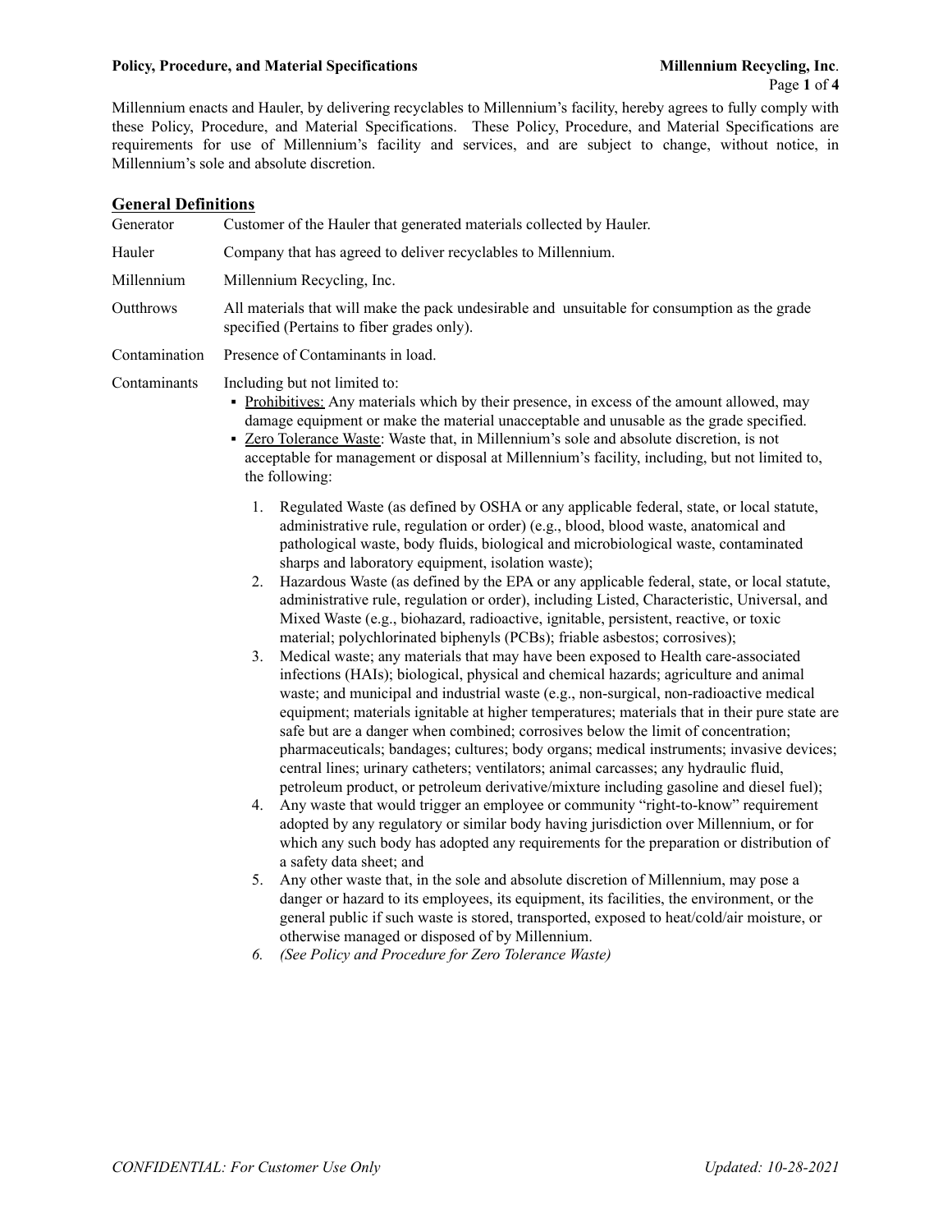Millennium enacts and Hauler, by delivering recyclables to Millennium's facility, hereby agrees to fully comply with these Policy, Procedure, and Material Specifications. These Policy, Procedure, and Material Specifications are requirements for use of Millennium's facility and services, and are subject to change, without notice, in Millennium's sole and absolute discretion.

## General Definitions

| | |
|---|---|
| Generator | Customer of the Hauler that generated materials collected by Hauler. |
| Hauler | Company that has agreed to deliver recyclables to Millennium. |
| Millennium | Millennium Recycling, Inc. |
| Outthrows | All materials that will make the pack undesirable and unsuitable for consumption as the grade specified (Pertains to fiber grades only). |
| Contamination | Presence of Contaminants in load. |

**Contaminants** — Including but not limited to:

- <u>Prohibitives:</u> Any materials which by their presence, in excess of the amount allowed, may damage equipment or make the material unacceptable and unusable as the grade specified.
- <u>Zero Tolerance Waste</u>: Waste that, in Millennium's sole and absolute discretion, is not acceptable for management or disposal at Millennium's facility, including, but not limited to, the following:

  1. Regulated Waste (as defined by OSHA or any applicable federal, state, or local statute, administrative rule, regulation or order) (e.g., blood, blood waste, anatomical and pathological waste, body fluids, biological and microbiological waste, contaminated sharps and laboratory equipment, isolation waste);
  2. Hazardous Waste (as defined by the EPA or any applicable federal, state, or local statute, administrative rule, regulation or order), including Listed, Characteristic, Universal, and Mixed Waste (e.g., biohazard, radioactive, ignitable, persistent, reactive, or toxic material; polychlorinated biphenyls (PCBs); friable asbestos; corrosives);
  3. Medical waste; any materials that may have been exposed to Health care-associated infections (HAIs); biological, physical and chemical hazards; agriculture and animal waste; and municipal and industrial waste (e.g., non-surgical, non-radioactive medical equipment; materials ignitable at higher temperatures; materials that in their pure state are safe but are a danger when combined; corrosives below the limit of concentration; pharmaceuticals; bandages; cultures; body organs; medical instruments; invasive devices; central lines; urinary catheters; ventilators; animal carcasses; any hydraulic fluid, petroleum product, or petroleum derivative/mixture including gasoline and diesel fuel);
  4. Any waste that would trigger an employee or community "right-to-know" requirement adopted by any regulatory or similar body having jurisdiction over Millennium, or for which any such body has adopted any requirements for the preparation or distribution of a safety data sheet; and
  5. Any other waste that, in the sole and absolute discretion of Millennium, may pose a danger or hazard to its employees, its equipment, its facilities, the environment, or the general public if such waste is stored, transported, exposed to heat/cold/air moisture, or otherwise managed or disposed of by Millennium.
  6. *(See Policy and Procedure for Zero Tolerance Waste)*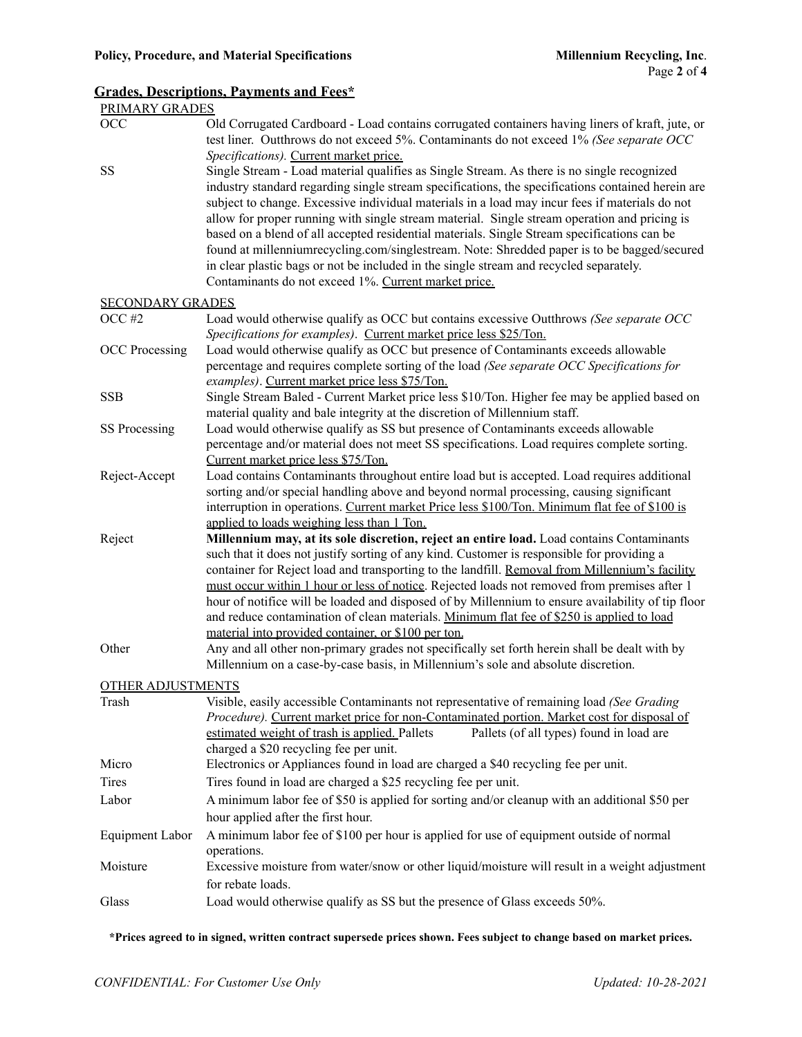## Grades, Descriptions, Payments and Fees*

### PRIMARY GRADES

| | |
|---|---|
| OCC | Old Corrugated Cardboard - Load contains corrugated containers having liners of kraft, jute, or test liner. Outthrows do not exceed 5%. Contaminants do not exceed 1% *(See separate OCC Specifications).* Current market price. |
| SS | Single Stream - Load material qualifies as Single Stream. As there is no single recognized industry standard regarding single stream specifications, the specifications contained herein are subject to change. Excessive individual materials in a load may incur fees if materials do not allow for proper running with single stream material. Single stream operation and pricing is based on a blend of all accepted residential materials. Single Stream specifications can be found at millenniumrecycling.com/singlestream. Note: Shredded paper is to be bagged/secured in clear plastic bags or not be included in the single stream and recycled separately. Contaminants do not exceed 1%. Current market price. |

### SECONDARY GRADES

| | |
|---|---|
| OCC #2 | Load would otherwise qualify as OCC but contains excessive Outthrows *(See separate OCC Specifications for examples)*. Current market price less $25/Ton. |
| OCC Processing | Load would otherwise qualify as OCC but presence of Contaminants exceeds allowable percentage and requires complete sorting of the load *(See separate OCC Specifications for examples)*. Current market price less $75/Ton. |
| SSB | Single Stream Baled - Current Market price less $10/Ton. Higher fee may be applied based on material quality and bale integrity at the discretion of Millennium staff. |
| SS Processing | Load would otherwise qualify as SS but presence of Contaminants exceeds allowable percentage and/or material does not meet SS specifications. Load requires complete sorting. Current market price less $75/Ton. |
| Reject-Accept | Load contains Contaminants throughout entire load but is accepted. Load requires additional sorting and/or special handling above and beyond normal processing, causing significant interruption in operations. Current market Price less $100/Ton. Minimum flat fee of $100 is applied to loads weighing less than 1 Ton. |
| Reject | **Millennium may, at its sole discretion, reject an entire load.** Load contains Contaminants such that it does not justify sorting of any kind. Customer is responsible for providing a container for Reject load and transporting to the landfill. Removal from Millennium's facility must occur within 1 hour or less of notice. Rejected loads not removed from premises after 1 hour of notifice will be loaded and disposed of by Millennium to ensure availability of tip floor and reduce contamination of clean materials. Minimum flat fee of $250 is applied to load material into provided container, or $100 per ton. |
| Other | Any and all other non-primary grades not specifically set forth herein shall be dealt with by Millennium on a case-by-case basis, in Millennium's sole and absolute discretion. |

### OTHER ADJUSTMENTS

| | |
|---|---|
| Trash | Visible, easily accessible Contaminants not representative of remaining load *(See Grading Procedure).* Current market price for non-Contaminated portion. Market cost for disposal of estimated weight of trash is applied. |
| Pallets | Pallets (of all types) found in load are charged a $20 recycling fee per unit. |
| Micro | Electronics or Appliances found in load are charged a $40 recycling fee per unit. |
| Tires | Tires found in load are charged a $25 recycling fee per unit. |
| Labor | A minimum labor fee of $50 is applied for sorting and/or cleanup with an additional $50 per hour applied after the first hour. |
| Equipment Labor | A minimum labor fee of $100 per hour is applied for use of equipment outside of normal operations. |
| Moisture | Excessive moisture from water/snow or other liquid/moisture will result in a weight adjustment for rebate loads. |
| Glass | Load would otherwise qualify as SS but the presence of Glass exceeds 50%. |

***Prices agreed to in signed, written contract supersede prices shown. Fees subject to change based on market prices.**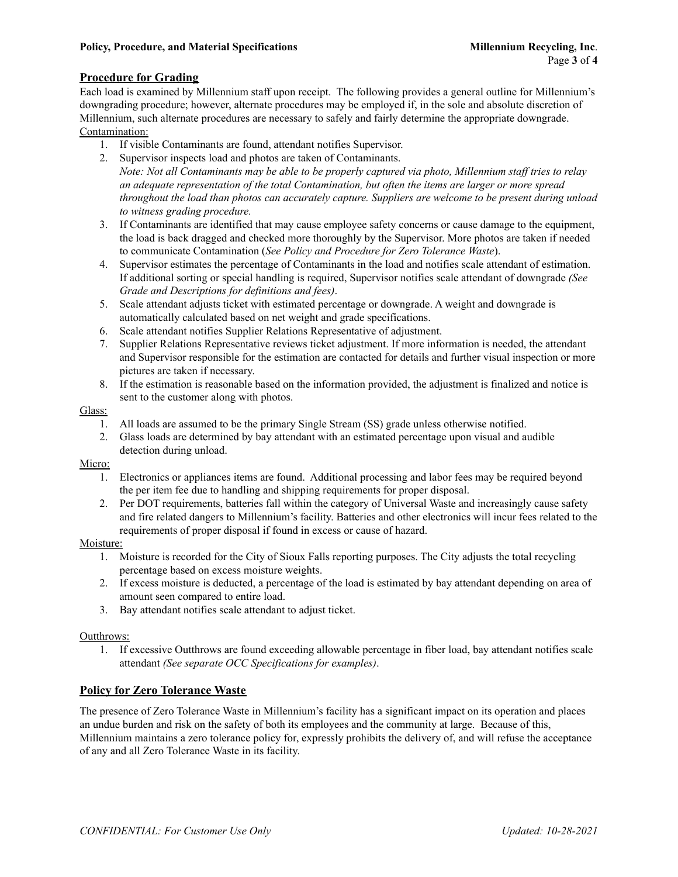## Procedure for Grading

Each load is examined by Millennium staff upon receipt. The following provides a general outline for Millennium's downgrading procedure; however, alternate procedures may be employed if, in the sole and absolute discretion of Millennium, such alternate procedures are necessary to safely and fairly determine the appropriate downgrade.

Contamination:

1. If visible Contaminants are found, attendant notifies Supervisor.
2. Supervisor inspects load and photos are taken of Contaminants.
   *Note: Not all Contaminants may be able to be properly captured via photo, Millennium staff tries to relay an adequate representation of the total Contamination, but often the items are larger or more spread throughout the load than photos can accurately capture. Suppliers are welcome to be present during unload to witness grading procedure.*
3. If Contaminants are identified that may cause employee safety concerns or cause damage to the equipment, the load is back dragged and checked more thoroughly by the Supervisor. More photos are taken if needed to communicate Contamination (*See Policy and Procedure for Zero Tolerance Waste*).
4. Supervisor estimates the percentage of Contaminants in the load and notifies scale attendant of estimation. If additional sorting or special handling is required, Supervisor notifies scale attendant of downgrade *(See Grade and Descriptions for definitions and fees)*.
5. Scale attendant adjusts ticket with estimated percentage or downgrade. A weight and downgrade is automatically calculated based on net weight and grade specifications.
6. Scale attendant notifies Supplier Relations Representative of adjustment.
7. Supplier Relations Representative reviews ticket adjustment. If more information is needed, the attendant and Supervisor responsible for the estimation are contacted for details and further visual inspection or more pictures are taken if necessary.
8. If the estimation is reasonable based on the information provided, the adjustment is finalized and notice is sent to the customer along with photos.

Glass:

1. All loads are assumed to be the primary Single Stream (SS) grade unless otherwise notified.
2. Glass loads are determined by bay attendant with an estimated percentage upon visual and audible detection during unload.

Micro:

1. Electronics or appliances items are found. Additional processing and labor fees may be required beyond the per item fee due to handling and shipping requirements for proper disposal.
2. Per DOT requirements, batteries fall within the category of Universal Waste and increasingly cause safety and fire related dangers to Millennium's facility. Batteries and other electronics will incur fees related to the requirements of proper disposal if found in excess or cause of hazard.

Moisture:

1. Moisture is recorded for the City of Sioux Falls reporting purposes. The City adjusts the total recycling percentage based on excess moisture weights.
2. If excess moisture is deducted, a percentage of the load is estimated by bay attendant depending on area of amount seen compared to entire load.
3. Bay attendant notifies scale attendant to adjust ticket.

Outthrows:

1. If excessive Outthrows are found exceeding allowable percentage in fiber load, bay attendant notifies scale attendant *(See separate OCC Specifications for examples)*.

## Policy for Zero Tolerance Waste

The presence of Zero Tolerance Waste in Millennium's facility has a significant impact on its operation and places an undue burden and risk on the safety of both its employees and the community at large. Because of this, Millennium maintains a zero tolerance policy for, expressly prohibits the delivery of, and will refuse the acceptance of any and all Zero Tolerance Waste in its facility.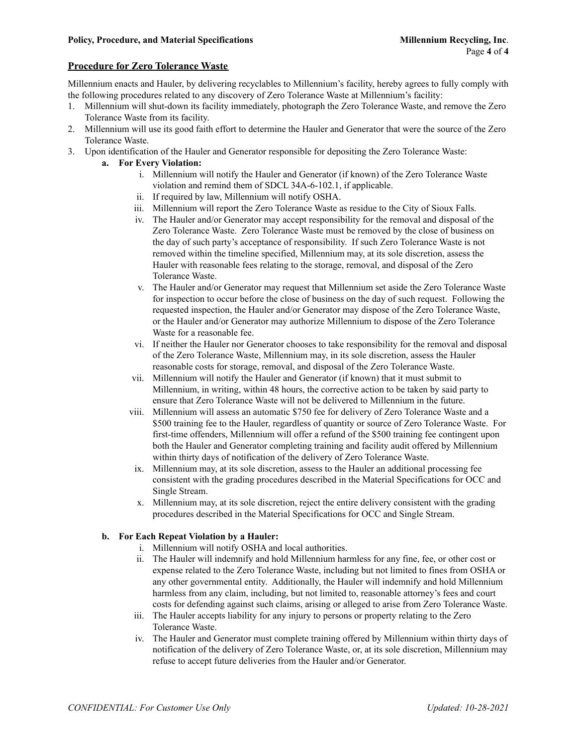## Procedure for Zero Tolerance Waste

Millennium enacts and Hauler, by delivering recyclables to Millennium's facility, hereby agrees to fully comply with the following procedures related to any discovery of Zero Tolerance Waste at Millennium's facility:

1. Millennium will shut-down its facility immediately, photograph the Zero Tolerance Waste, and remove the Zero Tolerance Waste from its facility.
2. Millennium will use its good faith effort to determine the Hauler and Generator that were the source of the Zero Tolerance Waste.
3. Upon identification of the Hauler and Generator responsible for depositing the Zero Tolerance Waste:
   - **a. For Every Violation:**
     - i. Millennium will notify the Hauler and Generator (if known) of the Zero Tolerance Waste violation and remind them of SDCL 34A-6-102.1, if applicable.
     - ii. If required by law, Millennium will notify OSHA.
     - iii. Millennium will report the Zero Tolerance Waste as residue to the City of Sioux Falls.
     - iv. The Hauler and/or Generator may accept responsibility for the removal and disposal of the Zero Tolerance Waste. Zero Tolerance Waste must be removed by the close of business on the day of such party's acceptance of responsibility. If such Zero Tolerance Waste is not removed within the timeline specified, Millennium may, at its sole discretion, assess the Hauler with reasonable fees relating to the storage, removal, and disposal of the Zero Tolerance Waste.
     - v. The Hauler and/or Generator may request that Millennium set aside the Zero Tolerance Waste for inspection to occur before the close of business on the day of such request. Following the requested inspection, the Hauler and/or Generator may dispose of the Zero Tolerance Waste, or the Hauler and/or Generator may authorize Millennium to dispose of the Zero Tolerance Waste for a reasonable fee.
     - vi. If neither the Hauler nor Generator chooses to take responsibility for the removal and disposal of the Zero Tolerance Waste, Millennium may, in its sole discretion, assess the Hauler reasonable costs for storage, removal, and disposal of the Zero Tolerance Waste.
     - vii. Millennium will notify the Hauler and Generator (if known) that it must submit to Millennium, in writing, within 48 hours, the corrective action to be taken by said party to ensure that Zero Tolerance Waste will not be delivered to Millennium in the future.
     - viii. Millennium will assess an automatic $750 fee for delivery of Zero Tolerance Waste and a $500 training fee to the Hauler, regardless of quantity or source of Zero Tolerance Waste. For first-time offenders, Millennium will offer a refund of the $500 training fee contingent upon both the Hauler and Generator completing training and facility audit offered by Millennium within thirty days of notification of the delivery of Zero Tolerance Waste.
     - ix. Millennium may, at its sole discretion, assess to the Hauler an additional processing fee consistent with the grading procedures described in the Material Specifications for OCC and Single Stream.
     - x. Millennium may, at its sole discretion, reject the entire delivery consistent with the grading procedures described in the Material Specifications for OCC and Single Stream.
   - **b. For Each Repeat Violation by a Hauler:**
     - i. Millennium will notify OSHA and local authorities.
     - ii. The Hauler will indemnify and hold Millennium harmless for any fine, fee, or other cost or expense related to the Zero Tolerance Waste, including but not limited to fines from OSHA or any other governmental entity. Additionally, the Hauler will indemnify and hold Millennium harmless from any claim, including, but not limited to, reasonable attorney's fees and court costs for defending against such claims, arising or alleged to arise from Zero Tolerance Waste.
     - iii. The Hauler accepts liability for any injury to persons or property relating to the Zero Tolerance Waste.
     - iv. The Hauler and Generator must complete training offered by Millennium within thirty days of notification of the delivery of Zero Tolerance Waste, or, at its sole discretion, Millennium may refuse to accept future deliveries from the Hauler and/or Generator.